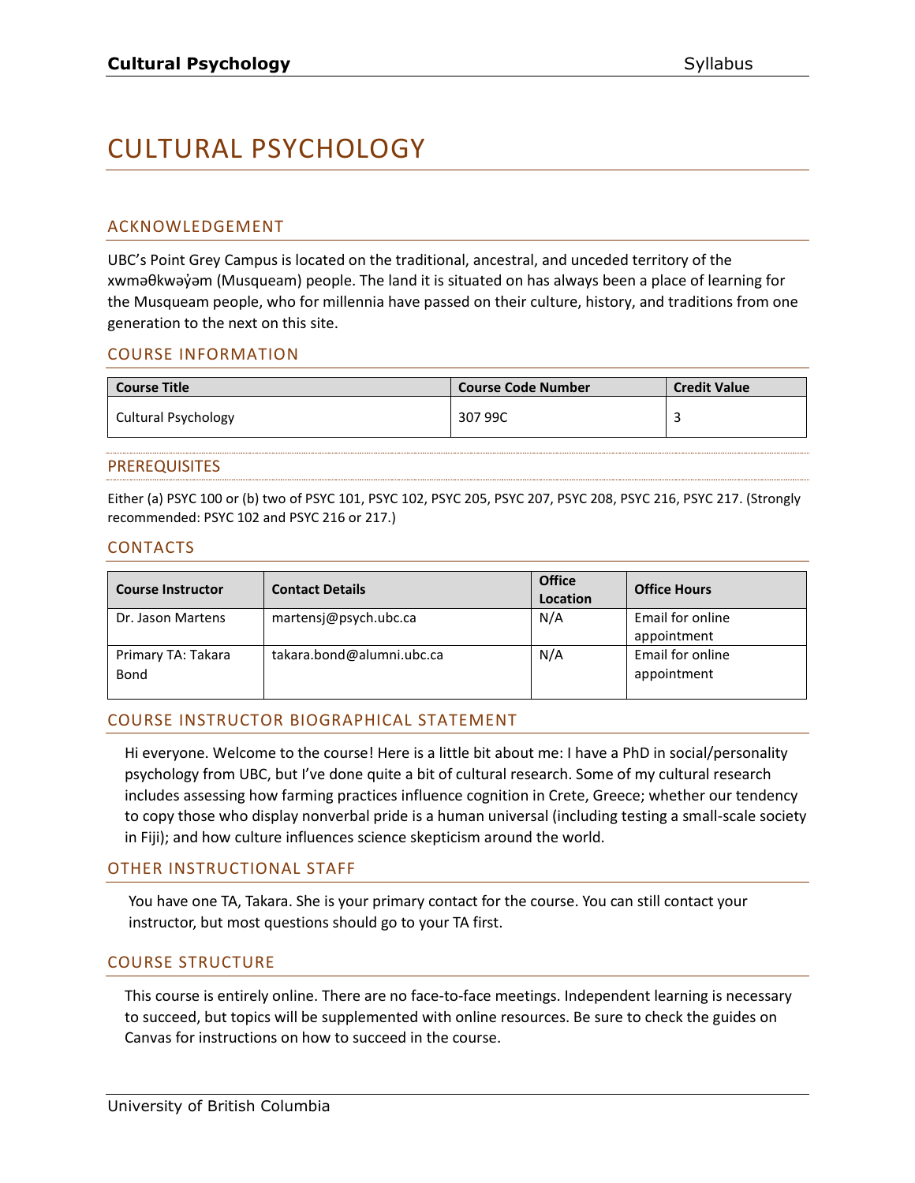# CULTURAL PSYCHOLOGY

## ACKNOWLEDGEMENT

UBC's Point Grey Campus is located on the traditional, ancestral, and unceded territory of the xʷməθkʷəy̓əm (Musqueam) people. The land it is situated on has always been a place of learning for the Musqueam people, who for millennia have passed on their culture, history, and traditions from one generation to the next on this site.

## COURSE INFORMATION

| Course Title | Course Code Number | Credit Value |
|---|---|---|
| Cultural Psychology | 307 99C | 3 |

## PREREQUISITES

Either (a) PSYC 100 or (b) two of PSYC 101, PSYC 102, PSYC 205, PSYC 207, PSYC 208, PSYC 216, PSYC 217. (Strongly recommended: PSYC 102 and PSYC 216 or 217.)

## CONTACTS

| Course Instructor | Contact Details | Office Location | Office Hours |
|---|---|---|---|
| Dr. Jason Martens | martensj@psych.ubc.ca | N/A | Email for online appointment |
| Primary TA: Takara Bond | takara.bond@alumni.ubc.ca | N/A | Email for online appointment |

## COURSE INSTRUCTOR BIOGRAPHICAL STATEMENT

Hi everyone. Welcome to the course! Here is a little bit about me: I have a PhD in social/personality psychology from UBC, but I've done quite a bit of cultural research. Some of my cultural research includes assessing how farming practices influence cognition in Crete, Greece; whether our tendency to copy those who display nonverbal pride is a human universal (including testing a small-scale society in Fiji); and how culture influences science skepticism around the world.

## OTHER INSTRUCTIONAL STAFF

You have one TA, Takara. She is your primary contact for the course. You can still contact your instructor, but most questions should go to your TA first.

## COURSE STRUCTURE

This course is entirely online. There are no face-to-face meetings. Independent learning is necessary to succeed, but topics will be supplemented with online resources. Be sure to check the guides on Canvas for instructions on how to succeed in the course.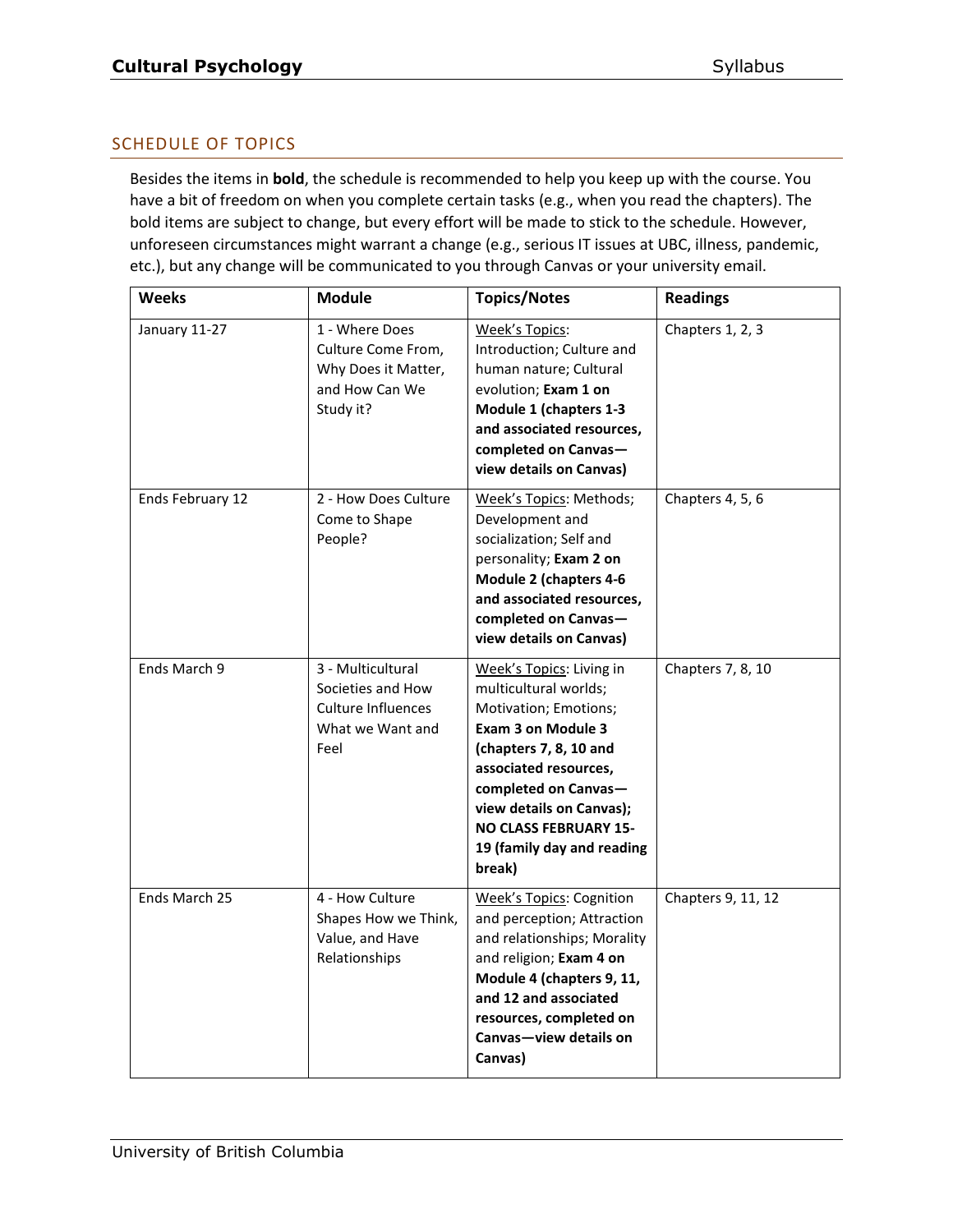## SCHEDULE OF TOPICS

Besides the items in **bold**, the schedule is recommended to help you keep up with the course. You have a bit of freedom on when you complete certain tasks (e.g., when you read the chapters). The bold items are subject to change, but every effort will be made to stick to the schedule. However, unforeseen circumstances might warrant a change (e.g., serious IT issues at UBC, illness, pandemic, etc.), but any change will be communicated to you through Canvas or your university email.

| Weeks | Module | Topics/Notes | Readings |
| --- | --- | --- | --- |
| January 11-27 | 1 - Where Does Culture Come From, Why Does it Matter, and How Can We Study it? | Week's Topics: Introduction; Culture and human nature; Cultural evolution; **Exam 1 on Module 1 (chapters 1-3 and associated resources, completed on Canvas—view details on Canvas)** | Chapters 1, 2, 3 |
| Ends February 12 | 2 - How Does Culture Come to Shape People? | Week's Topics: Methods; Development and socialization; Self and personality; **Exam 2 on Module 2 (chapters 4-6 and associated resources, completed on Canvas—view details on Canvas)** | Chapters 4, 5, 6 |
| Ends March 9 | 3 - Multicultural Societies and How Culture Influences What we Want and Feel | Week's Topics: Living in multicultural worlds; Motivation; Emotions; **Exam 3 on Module 3 (chapters 7, 8, 10 and associated resources, completed on Canvas—view details on Canvas); NO CLASS FEBRUARY 15-19 (family day and reading break)** | Chapters 7, 8, 10 |
| Ends March 25 | 4 - How Culture Shapes How we Think, Value, and Have Relationships | Week's Topics: Cognition and perception; Attraction and relationships; Morality and religion; **Exam 4 on Module 4 (chapters 9, 11, and 12 and associated resources, completed on Canvas—view details on Canvas)** | Chapters 9, 11, 12 |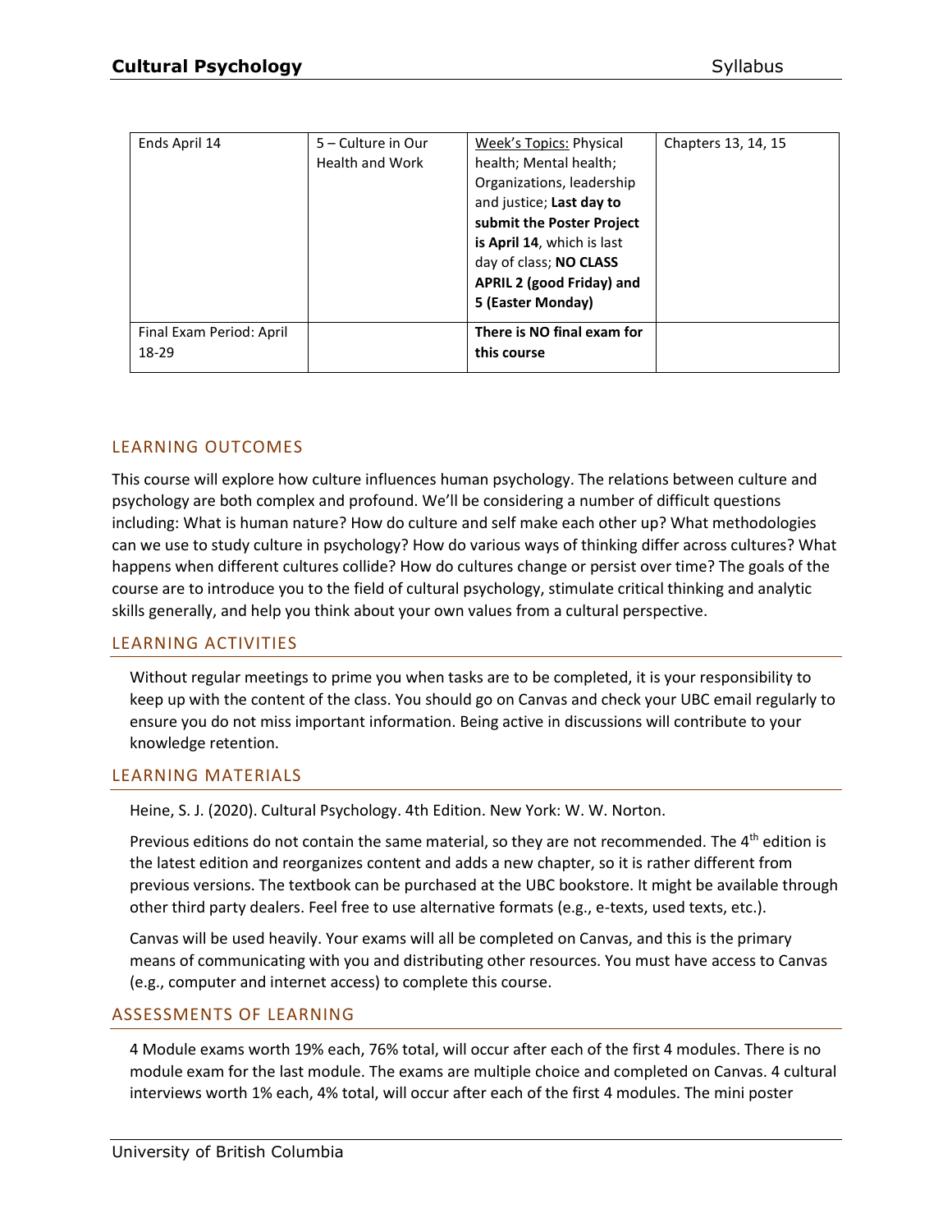| Ends April 14 | 5 – Culture in Our Health and Work | <u>Week's Topics:</u> Physical health; Mental health; Organizations, leadership and justice; **Last day to submit the Poster Project is April 14**, which is last day of class; **NO CLASS APRIL 2 (good Friday) and 5 (Easter Monday)** | Chapters 13, 14, 15 |
|---|---|---|---|
| Final Exam Period: April 18-29 | | **There is NO final exam for this course** | |

## LEARNING OUTCOMES

This course will explore how culture influences human psychology. The relations between culture and psychology are both complex and profound. We'll be considering a number of difficult questions including: What is human nature? How do culture and self make each other up? What methodologies can we use to study culture in psychology? How do various ways of thinking differ across cultures? What happens when different cultures collide? How do cultures change or persist over time? The goals of the course are to introduce you to the field of cultural psychology, stimulate critical thinking and analytic skills generally, and help you think about your own values from a cultural perspective.

## LEARNING ACTIVITIES

Without regular meetings to prime you when tasks are to be completed, it is your responsibility to keep up with the content of the class. You should go on Canvas and check your UBC email regularly to ensure you do not miss important information. Being active in discussions will contribute to your knowledge retention.

## LEARNING MATERIALS

Heine, S. J. (2020). Cultural Psychology. 4th Edition. New York: W. W. Norton.

Previous editions do not contain the same material, so they are not recommended. The 4th edition is the latest edition and reorganizes content and adds a new chapter, so it is rather different from previous versions. The textbook can be purchased at the UBC bookstore. It might be available through other third party dealers. Feel free to use alternative formats (e.g., e-texts, used texts, etc.).

Canvas will be used heavily. Your exams will all be completed on Canvas, and this is the primary means of communicating with you and distributing other resources. You must have access to Canvas (e.g., computer and internet access) to complete this course.

## ASSESSMENTS OF LEARNING

4 Module exams worth 19% each, 76% total, will occur after each of the first 4 modules. There is no module exam for the last module. The exams are multiple choice and completed on Canvas. 4 cultural interviews worth 1% each, 4% total, will occur after each of the first 4 modules. The mini poster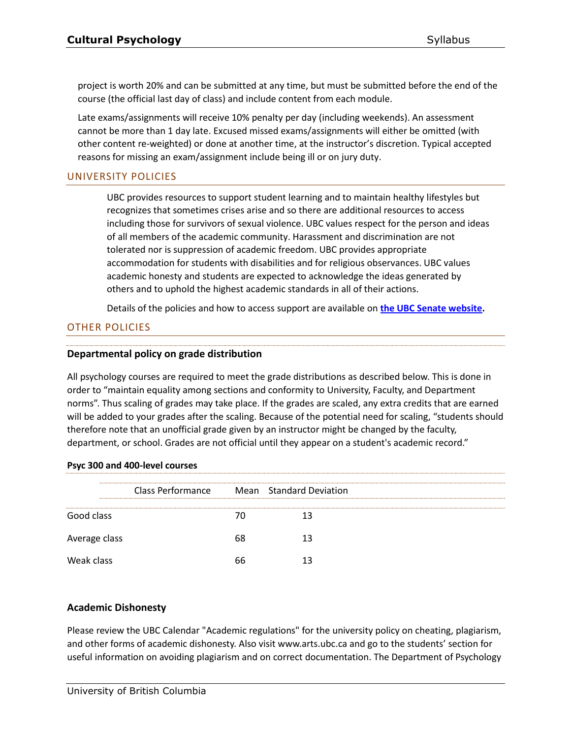project is worth 20% and can be submitted at any time, but must be submitted before the end of the course (the official last day of class) and include content from each module.

Late exams/assignments will receive 10% penalty per day (including weekends). An assessment cannot be more than 1 day late. Excused missed exams/assignments will either be omitted (with other content re-weighted) or done at another time, at the instructor's discretion. Typical accepted reasons for missing an exam/assignment include being ill or on jury duty.

## UNIVERSITY POLICIES

UBC provides resources to support student learning and to maintain healthy lifestyles but recognizes that sometimes crises arise and so there are additional resources to access including those for survivors of sexual violence. UBC values respect for the person and ideas of all members of the academic community. Harassment and discrimination are not tolerated nor is suppression of academic freedom. UBC provides appropriate accommodation for students with disabilities and for religious observances. UBC values academic honesty and students are expected to acknowledge the ideas generated by others and to uphold the highest academic standards in all of their actions.

Details of the policies and how to access support are available on **the UBC Senate website.**

## OTHER POLICIES

### Departmental policy on grade distribution

All psychology courses are required to meet the grade distributions as described below. This is done in order to "maintain equality among sections and conformity to University, Faculty, and Department norms". Thus scaling of grades may take place. If the grades are scaled, any extra credits that are earned will be added to your grades after the scaling. Because of the potential need for scaling, "students should therefore note that an unofficial grade given by an instructor might be changed by the faculty, department, or school. Grades are not official until they appear on a student's academic record."

**Psyc 300 and 400-level courses**

| Class Performance | Mean | Standard Deviation |
|---|---|---|
| Good class | 70 | 13 |
| Average class | 68 | 13 |
| Weak class | 66 | 13 |

### Academic Dishonesty

Please review the UBC Calendar "Academic regulations" for the university policy on cheating, plagiarism, and other forms of academic dishonesty. Also visit www.arts.ubc.ca and go to the students' section for useful information on avoiding plagiarism and on correct documentation. The Department of Psychology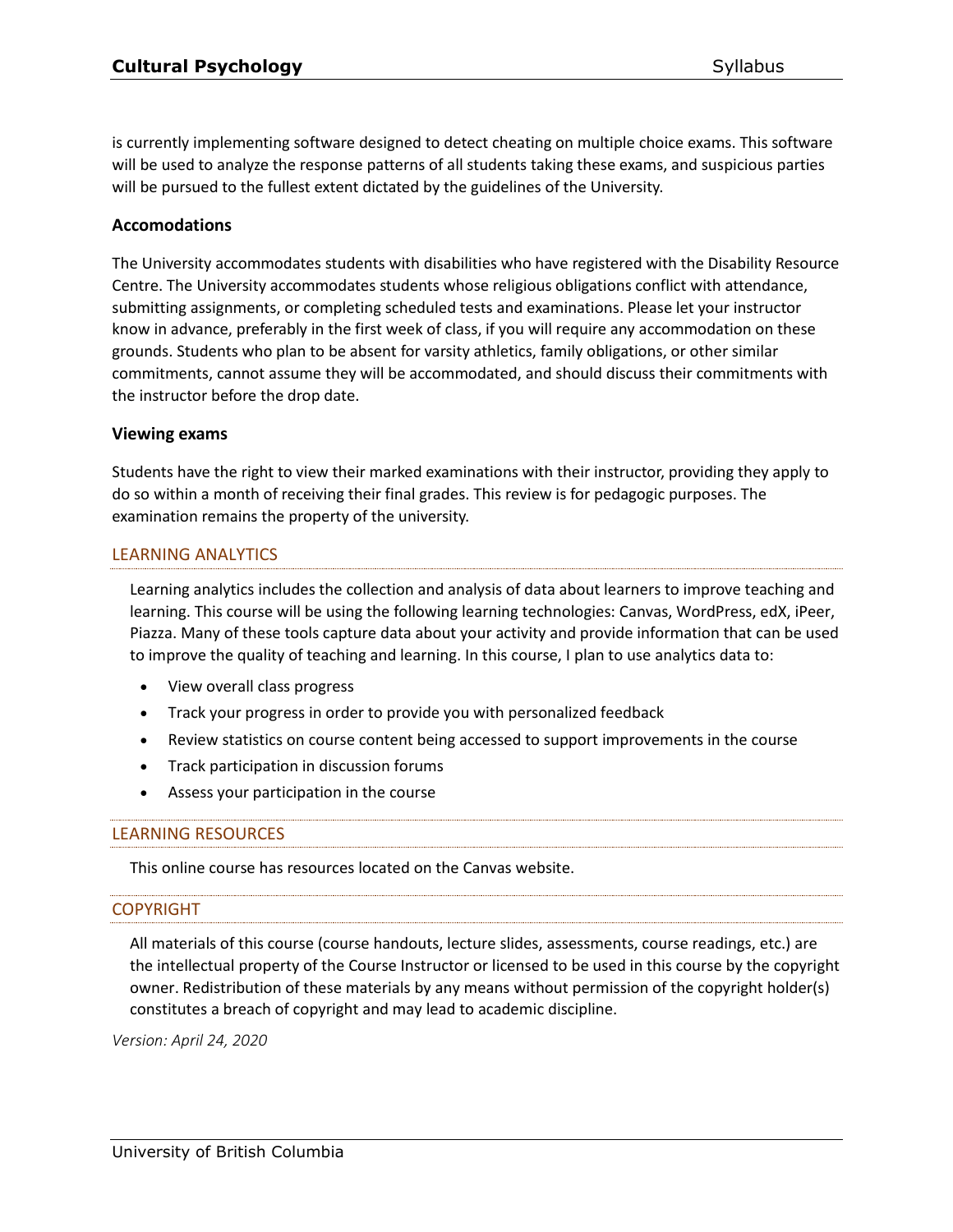is currently implementing software designed to detect cheating on multiple choice exams. This software will be used to analyze the response patterns of all students taking these exams, and suspicious parties will be pursued to the fullest extent dictated by the guidelines of the University.

### Accomodations

The University accommodates students with disabilities who have registered with the Disability Resource Centre. The University accommodates students whose religious obligations conflict with attendance, submitting assignments, or completing scheduled tests and examinations. Please let your instructor know in advance, preferably in the first week of class, if you will require any accommodation on these grounds. Students who plan to be absent for varsity athletics, family obligations, or other similar commitments, cannot assume they will be accommodated, and should discuss their commitments with the instructor before the drop date.

### Viewing exams

Students have the right to view their marked examinations with their instructor, providing they apply to do so within a month of receiving their final grades. This review is for pedagogic purposes. The examination remains the property of the university.

## LEARNING ANALYTICS

Learning analytics includes the collection and analysis of data about learners to improve teaching and learning. This course will be using the following learning technologies: Canvas, WordPress, edX, iPeer, Piazza. Many of these tools capture data about your activity and provide information that can be used to improve the quality of teaching and learning. In this course, I plan to use analytics data to:

- View overall class progress
- Track your progress in order to provide you with personalized feedback
- Review statistics on course content being accessed to support improvements in the course
- Track participation in discussion forums
- Assess your participation in the course

## LEARNING RESOURCES

This online course has resources located on the Canvas website.

## COPYRIGHT

All materials of this course (course handouts, lecture slides, assessments, course readings, etc.) are the intellectual property of the Course Instructor or licensed to be used in this course by the copyright owner. Redistribution of these materials by any means without permission of the copyright holder(s) constitutes a breach of copyright and may lead to academic discipline.

*Version: April 24, 2020*